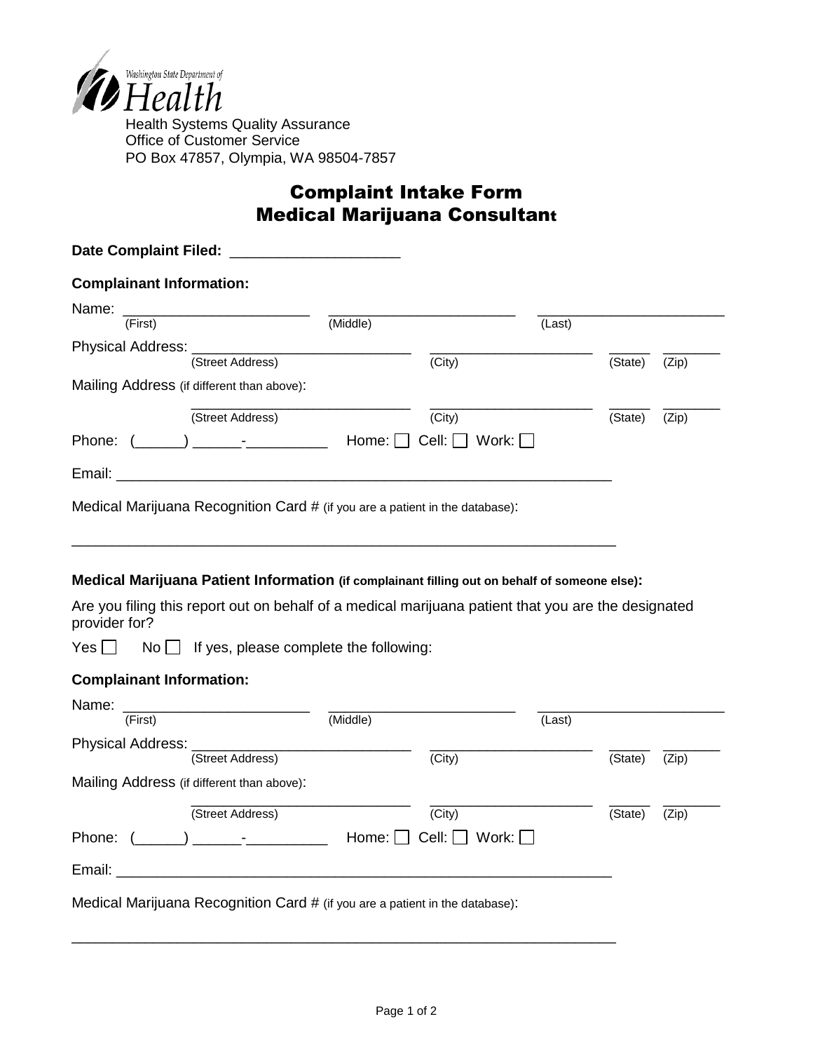Washington State Department of

# Health

Health Systems Quality Assurance
Office of Customer Service
PO Box 47857, Olympia, WA 98504-7857

## Complaint Intake Form
## Medical Marijuana Consultant

**Date Complaint Filed:** ____________________

**Complainant Information:**

Name: ______________________ ______________________ ______________________
(First) (Middle) (Last)

Physical Address: __________________________ ____________________ _____ _______
(Street Address) (City) (State) (Zip)

Mailing Address (if different than above):

__________________________ ____________________ _____ _______
(Street Address) (City) (State) (Zip)

Phone: (______) ______-__________ Home: ☐ Cell: ☐ Work: ☐

Email: ____________________________________________________________

Medical Marijuana Recognition Card # (if you are a patient in the database):

_________________________________________________________________

**Medical Marijuana Patient Information (if complainant filling out on behalf of someone else):**

Are you filing this report out on behalf of a medical marijuana patient that you are the designated provider for?

Yes ☐ No ☐ If yes, please complete the following:

**Complainant Information:**

Name: ______________________ ______________________ ______________________
(First) (Middle) (Last)

Physical Address: __________________________ ____________________ _____ _______
(Street Address) (City) (State) (Zip)

Mailing Address (if different than above):

__________________________ ____________________ _____ _______
(Street Address) (City) (State) (Zip)

Phone: (______) ______-__________ Home: ☐ Cell: ☐ Work: ☐

Email: ____________________________________________________________

Medical Marijuana Recognition Card # (if you are a patient in the database):

_________________________________________________________________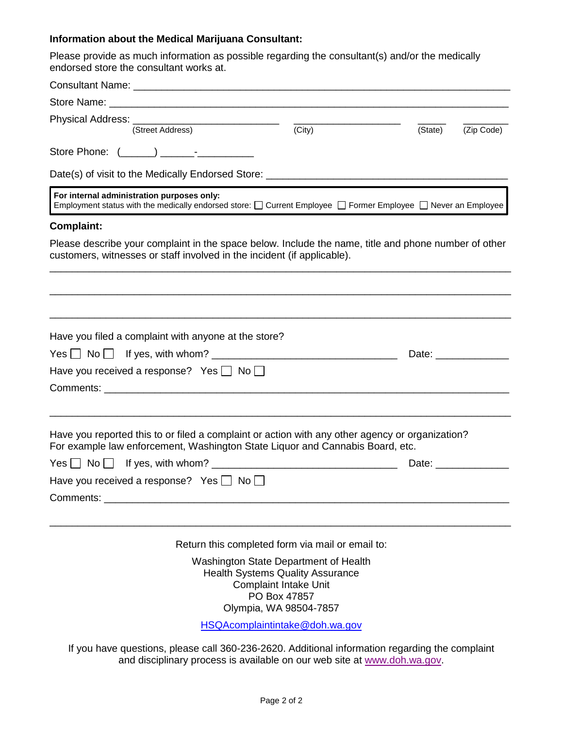**Information about the Medical Marijuana Consultant:**

Please provide as much information as possible regarding the consultant(s) and/or the medically endorsed store the consultant works at.

Consultant Name: ____________________________________________

Store Name: ____________________________________________

Physical Address: ____________________ ____________________ ______ ________
(Street Address) (City) (State) (Zip Code)

Store Phone: (______) ______-__________

Date(s) of visit to the Medically Endorsed Store: ______________________________

**For internal administration purposes only:**
Employment status with the medically endorsed store: ☐ Current Employee ☐ Former Employee ☐ Never an Employee

**Complaint:**

Please describe your complaint in the space below. Include the name, title and phone number of other customers, witnesses or staff involved in the incident (if applicable).

____________________________________________

____________________________________________

____________________________________________

Have you filed a complaint with anyone at the store?

Yes ☐ No ☐ If yes, with whom? ______________________________ Date: ____________

Have you received a response? Yes ☐ No ☐

Comments: ____________________________________________

____________________________________________

Have you reported this to or filed a complaint or action with any other agency or organization? For example law enforcement, Washington State Liquor and Cannabis Board, etc.

Yes ☐ No ☐ If yes, with whom? ______________________________ Date: ____________

Have you received a response? Yes ☐ No ☐

Comments: ____________________________________________

____________________________________________

Return this completed form via mail or email to:

Washington State Department of Health
Health Systems Quality Assurance
Complaint Intake Unit
PO Box 47857
Olympia, WA 98504-7857

HSQAcomplaintintake@doh.wa.gov

If you have questions, please call 360-236-2620. Additional information regarding the complaint and disciplinary process is available on our web site at www.doh.wa.gov.